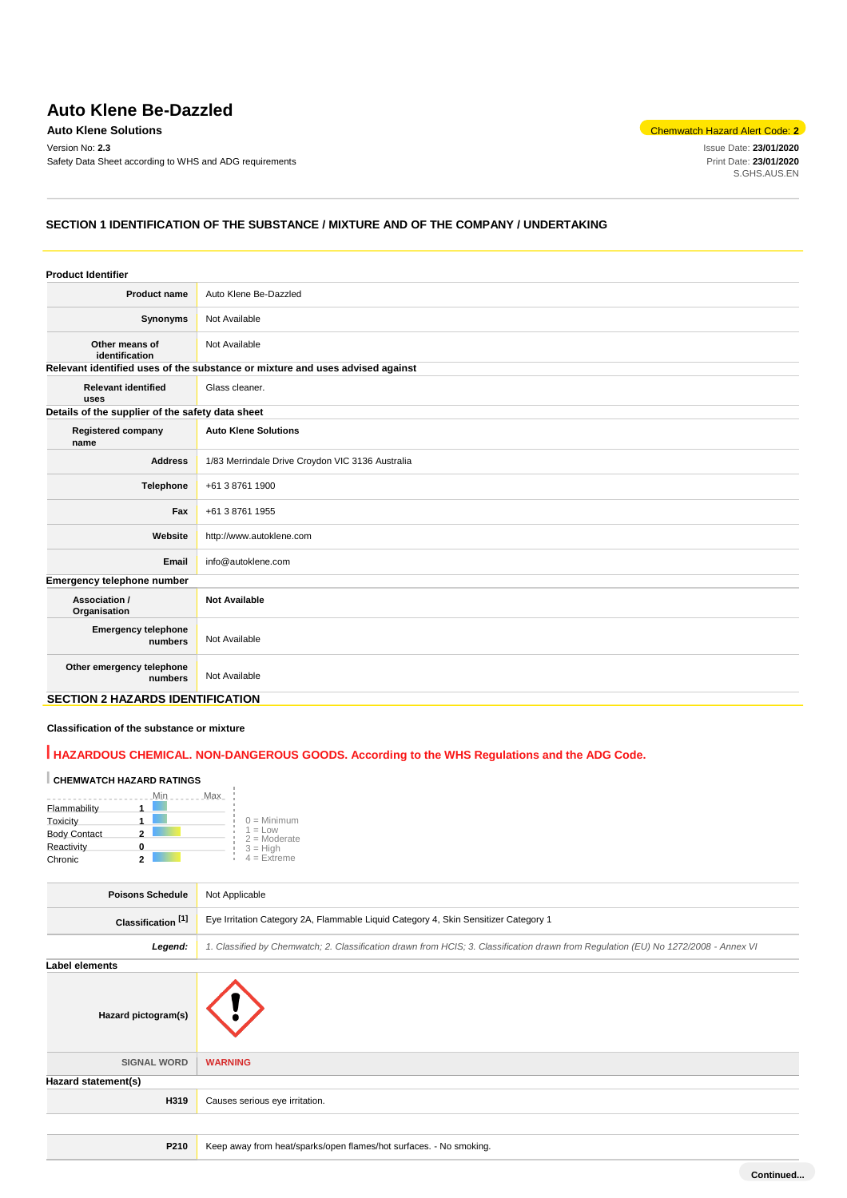# Auto Klene Be-Dazzled

**Auto Klene Solutions**

Version No: **2.3**

Safety Data Sheet according to WHS and ADG requirements

Chemwatch Hazard Alert Code: **2**

Issue Date: **23/01/2020**
Print Date: **23/01/2020**
S.GHS.AUS.EN

## SECTION 1 IDENTIFICATION OF THE SUBSTANCE / MIXTURE AND OF THE COMPANY / UNDERTAKING

### Product Identifier

| | |
|---|---|
| **Product name** | Auto Klene Be-Dazzled |
| **Synonyms** | Not Available |
| **Other means of identification** | Not Available |

### Relevant identified uses of the substance or mixture and uses advised against

| | |
|---|---|
| **Relevant identified uses** | Glass cleaner. |

### Details of the supplier of the safety data sheet

| | |
|---|---|
| **Registered company name** | **Auto Klene Solutions** |
| **Address** | 1/83 Merrindale Drive Croydon VIC 3136 Australia |
| **Telephone** | +61 3 8761 1900 |
| **Fax** | +61 3 8761 1955 |
| **Website** | http://www.autoklene.com |
| **Email** | info@autoklene.com |

### Emergency telephone number

| | |
|---|---|
| **Association / Organisation** | **Not Available** |
| **Emergency telephone numbers** | Not Available |
| **Other emergency telephone numbers** | Not Available |

## SECTION 2 HAZARDS IDENTIFICATION

### Classification of the substance or mixture

**HAZARDOUS CHEMICAL. NON-DANGEROUS GOODS. According to the WHS Regulations and the ADG Code.**

**CHEMWATCH HAZARD RATINGS**

| | Rating |
|---|---|
| Flammability | 1 |
| Toxicity | 1 |
| Body Contact | 2 |
| Reactivity | 0 |
| Chronic | 2 |

0 = Minimum
1 = Low
2 = Moderate
3 = High
4 = Extreme

| | |
|---|---|
| **Poisons Schedule** | Not Applicable |
| **Classification [1]** | Eye Irritation Category 2A, Flammable Liquid Category 4, Skin Sensitizer Category 1 |
| ***Legend:*** | *1. Classified by Chemwatch; 2. Classification drawn from HCIS; 3. Classification drawn from Regulation (EU) No 1272/2008 - Annex VI* |

### Label elements

| | |
|---|---|
| **Hazard pictogram(s)** | |
| **SIGNAL WORD** | **WARNING** |

### Hazard statement(s)

| | |
|---|---|
| **H319** | Causes serious eye irritation. |
| | |
| **P210** | Keep away from heat/sparks/open flames/hot surfaces. - No smoking. |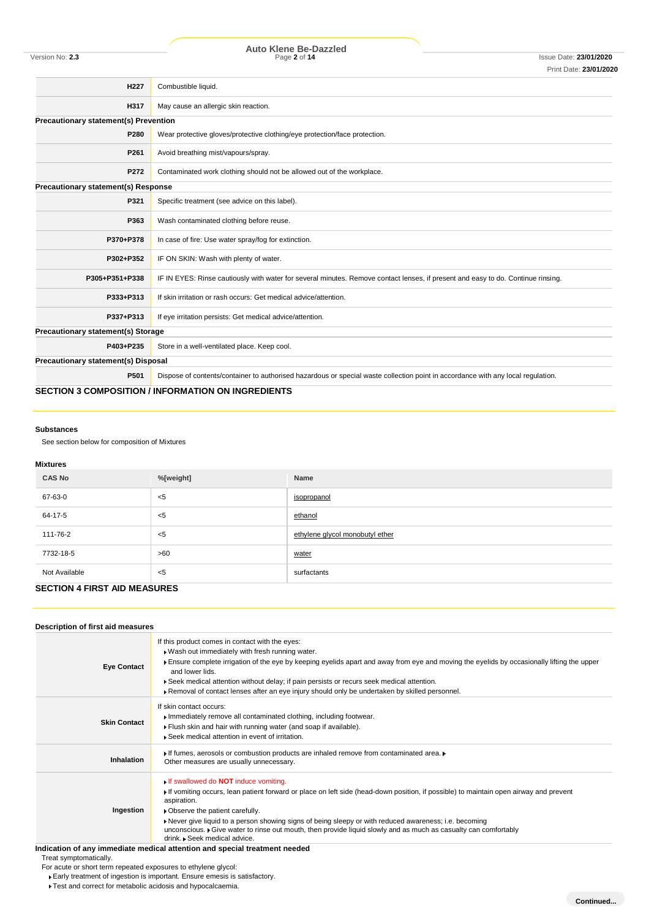| | |
|---|---|
| **H227** | Combustible liquid. |
| **H317** | May cause an allergic skin reaction. |

**Precautionary statement(s) Prevention**

| | |
|---|---|
| **P280** | Wear protective gloves/protective clothing/eye protection/face protection. |
| **P261** | Avoid breathing mist/vapours/spray. |
| **P272** | Contaminated work clothing should not be allowed out of the workplace. |

**Precautionary statement(s) Response**

| | |
|---|---|
| **P321** | Specific treatment (see advice on this label). |
| **P363** | Wash contaminated clothing before reuse. |
| **P370+P378** | In case of fire: Use water spray/fog for extinction. |
| **P302+P352** | IF ON SKIN: Wash with plenty of water. |
| **P305+P351+P338** | IF IN EYES: Rinse cautiously with water for several minutes. Remove contact lenses, if present and easy to do. Continue rinsing. |
| **P333+P313** | If skin irritation or rash occurs: Get medical advice/attention. |
| **P337+P313** | If eye irritation persists: Get medical advice/attention. |

**Precautionary statement(s) Storage**

| | |
|---|---|
| **P403+P235** | Store in a well-ventilated place. Keep cool. |

**Precautionary statement(s) Disposal**

| | |
|---|---|
| **P501** | Dispose of contents/container to authorised hazardous or special waste collection point in accordance with any local regulation. |

## SECTION 3 COMPOSITION / INFORMATION ON INGREDIENTS

### Substances

See section below for composition of Mixtures

### Mixtures

| CAS No | %[weight] | Name |
|---|---|---|
| 67-63-0 | <5 | isopropanol |
| 64-17-5 | <5 | ethanol |
| 111-76-2 | <5 | ethylene glycol monobutyl ether |
| 7732-18-5 | >60 | water |
| Not Available | <5 | surfactants |

## SECTION 4 FIRST AID MEASURES

### Description of first aid measures

| | |
|---|---|
| **Eye Contact** | If this product comes in contact with the eyes:<br>▸ Wash out immediately with fresh running water.<br>▸ Ensure complete irrigation of the eye by keeping eyelids apart and away from eye and moving the eyelids by occasionally lifting the upper and lower lids.<br>▸ Seek medical attention without delay; if pain persists or recurs seek medical attention.<br>▸ Removal of contact lenses after an eye injury should only be undertaken by skilled personnel. |
| **Skin Contact** | If skin contact occurs:<br>▸ Immediately remove all contaminated clothing, including footwear.<br>▸ Flush skin and hair with running water (and soap if available).<br>▸ Seek medical attention in event of irritation. |
| **Inhalation** | ▸ If fumes, aerosols or combustion products are inhaled remove from contaminated area. ▸ Other measures are usually unnecessary. |
| **Ingestion** | ▸ If swallowed do **NOT** induce vomiting.<br>▸ If vomiting occurs, lean patient forward or place on left side (head-down position, if possible) to maintain open airway and prevent aspiration.<br>▸ Observe the patient carefully.<br>▸ Never give liquid to a person showing signs of being sleepy or with reduced awareness; i.e. becoming unconscious. ▸ Give water to rinse out mouth, then provide liquid slowly and as much as casualty can comfortably drink. ▸ Seek medical advice. |

### Indication of any immediate medical attention and special treatment needed

Treat symptomatically.

For acute or short term repeated exposures to ethylene glycol:

- Early treatment of ingestion is important. Ensure emesis is satisfactory.
- Test and correct for metabolic acidosis and hypocalcaemia.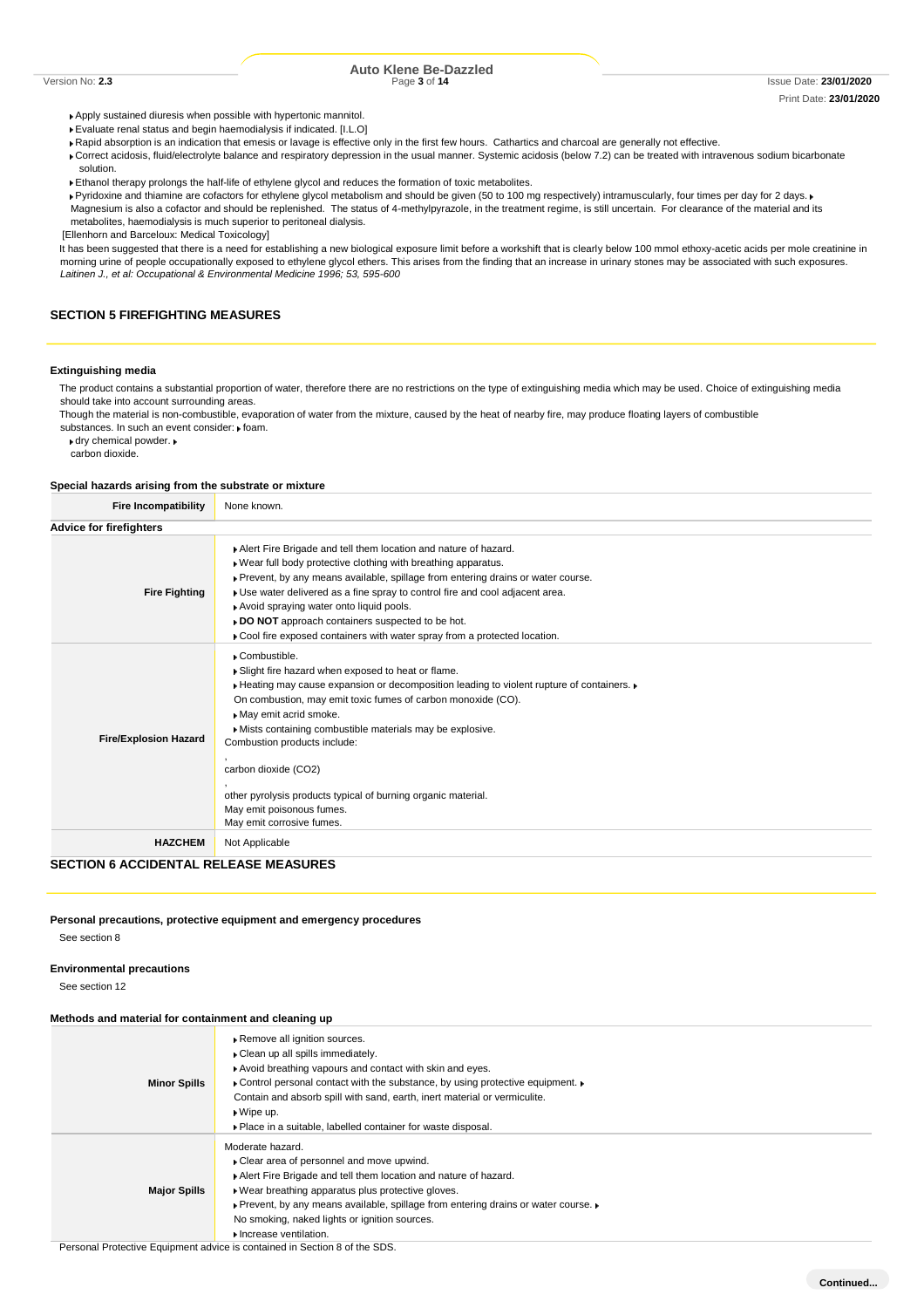- Apply sustained diuresis when possible with hypertonic mannitol.
- Evaluate renal status and begin haemodialysis if indicated. [I.L.O]
- Rapid absorption is an indication that emesis or lavage is effective only in the first few hours. Cathartics and charcoal are generally not effective.
- Correct acidosis, fluid/electrolyte balance and respiratory depression in the usual manner. Systemic acidosis (below 7.2) can be treated with intravenous sodium bicarbonate solution.
- Ethanol therapy prolongs the half-life of ethylene glycol and reduces the formation of toxic metabolites.
- Pyridoxine and thiamine are cofactors for ethylene glycol metabolism and should be given (50 to 100 mg respectively) intramuscularly, four times per day for 2 days.
- Magnesium is also a cofactor and should be replenished. The status of 4-methylpyrazole, in the treatment regime, is still uncertain. For clearance of the material and its metabolites, haemodialysis is much superior to peritoneal dialysis.

[Ellenhorn and Barceloux: Medical Toxicology]

It has been suggested that there is a need for establishing a new biological exposure limit before a workshift that is clearly below 100 mmol ethoxy-acetic acids per mole creatinine in morning urine of people occupationally exposed to ethylene glycol ethers. This arises from the finding that an increase in urinary stones may be associated with such exposures.
*Laitinen J., et al: Occupational & Environmental Medicine 1996; 53, 595-600*

## SECTION 5 FIREFIGHTING MEASURES

### Extinguishing media

The product contains a substantial proportion of water, therefore there are no restrictions on the type of extinguishing media which may be used. Choice of extinguishing media should take into account surrounding areas.

Though the material is non-combustible, evaporation of water from the mixture, caused by the heat of nearby fire, may produce floating layers of combustible substances. In such an event consider:
- foam.
- dry chemical powder.
- carbon dioxide.

### Special hazards arising from the substrate or mixture

| Fire Incompatibility | None known. |
|---|---|

### Advice for firefighters

| | |
|---|---|
| **Fire Fighting** | ▸ Alert Fire Brigade and tell them location and nature of hazard.<br>▸ Wear full body protective clothing with breathing apparatus.<br>▸ Prevent, by any means available, spillage from entering drains or water course.<br>▸ Use water delivered as a fine spray to control fire and cool adjacent area.<br>▸ Avoid spraying water onto liquid pools.<br>▸ **DO NOT** approach containers suspected to be hot.<br>▸ Cool fire exposed containers with water spray from a protected location. |
| **Fire/Explosion Hazard** | ▸ Combustible.<br>▸ Slight fire hazard when exposed to heat or flame.<br>▸ Heating may cause expansion or decomposition leading to violent rupture of containers.<br>▸ On combustion, may emit toxic fumes of carbon monoxide (CO).<br>▸ May emit acrid smoke.<br>▸ Mists containing combustible materials may be explosive.<br>Combustion products include:<br>,<br>carbon dioxide ($CO_2$)<br>,<br>other pyrolysis products typical of burning organic material.<br>May emit poisonous fumes.<br>May emit corrosive fumes. |
| **HAZCHEM** | Not Applicable |

## SECTION 6 ACCIDENTAL RELEASE MEASURES

### Personal precautions, protective equipment and emergency procedures

See section 8

### Environmental precautions

See section 12

### Methods and material for containment and cleaning up

| | |
|---|---|
| **Minor Spills** | ▸ Remove all ignition sources.<br>▸ Clean up all spills immediately.<br>▸ Avoid breathing vapours and contact with skin and eyes.<br>▸ Control personal contact with the substance, by using protective equipment.<br>▸ Contain and absorb spill with sand, earth, inert material or vermiculite.<br>▸ Wipe up.<br>▸ Place in a suitable, labelled container for waste disposal. |
| **Major Spills** | Moderate hazard.<br>▸ Clear area of personnel and move upwind.<br>▸ Alert Fire Brigade and tell them location and nature of hazard.<br>▸ Wear breathing apparatus plus protective gloves.<br>▸ Prevent, by any means available, spillage from entering drains or water course.<br>▸ No smoking, naked lights or ignition sources.<br>▸ Increase ventilation. |

Personal Protective Equipment advice is contained in Section 8 of the SDS.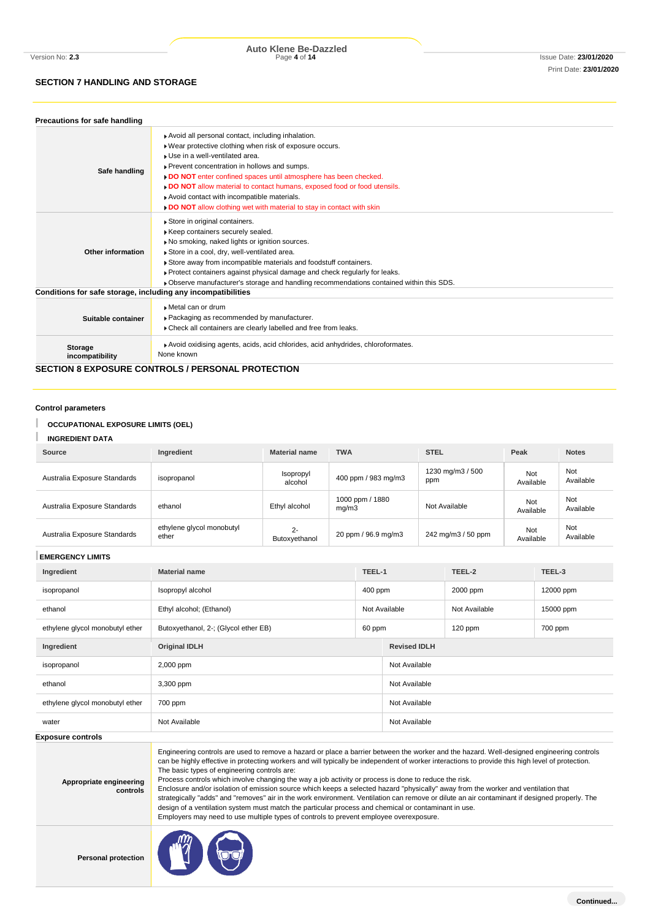## SECTION 7 HANDLING AND STORAGE

### Precautions for safe handling

| | |
|---|---|
| **Safe handling** | ▸ Avoid all personal contact, including inhalation.<br>▸ Wear protective clothing when risk of exposure occurs.<br>▸ Use in a well-ventilated area.<br>▸ Prevent concentration in hollows and sumps.<br>▸ **DO NOT** enter confined spaces until atmosphere has been checked.<br>▸ **DO NOT** allow material to contact humans, exposed food or food utensils.<br>▸ Avoid contact with incompatible materials.<br>▸ **DO NOT** allow clothing wet with material to stay in contact with skin |
| **Other information** | ▸ Store in original containers.<br>▸ Keep containers securely sealed.<br>▸ No smoking, naked lights or ignition sources.<br>▸ Store in a cool, dry, well-ventilated area.<br>▸ Store away from incompatible materials and foodstuff containers.<br>▸ Protect containers against physical damage and check regularly for leaks.<br>▸ Observe manufacturer's storage and handling recommendations contained within this SDS. |

### Conditions for safe storage, including any incompatibilities

| | |
|---|---|
| **Suitable container** | ▸ Metal can or drum<br>▸ Packaging as recommended by manufacturer.<br>▸ Check all containers are clearly labelled and free from leaks. |
| **Storage incompatibility** | ▸ Avoid oxidising agents, acids, acid chlorides, acid anhydrides, chloroformates.<br>None known |

## SECTION 8 EXPOSURE CONTROLS / PERSONAL PROTECTION

### Control parameters

**OCCUPATIONAL EXPOSURE LIMITS (OEL)**

**INGREDIENT DATA**

| Source | Ingredient | Material name | TWA | STEL | Peak | Notes |
|---|---|---|---|---|---|---|
| Australia Exposure Standards | isopropanol | Isopropyl alcohol | 400 ppm / 983 mg/m3 | 1230 mg/m3 / 500 ppm | Not Available | Not Available |
| Australia Exposure Standards | ethanol | Ethyl alcohol | 1000 ppm / 1880 mg/m3 | Not Available | Not Available | Not Available |
| Australia Exposure Standards | ethylene glycol monobutyl ether | 2-Butoxyethanol | 20 ppm / 96.9 mg/m3 | 242 mg/m3 / 50 ppm | Not Available | Not Available |

**EMERGENCY LIMITS**

| Ingredient | Material name | TEEL-1 | TEEL-2 | TEEL-3 |
|---|---|---|---|---|
| isopropanol | Isopropyl alcohol | 400 ppm | 2000 ppm | 12000 ppm |
| ethanol | Ethyl alcohol; (Ethanol) | Not Available | Not Available | 15000 ppm |
| ethylene glycol monobutyl ether | Butoxyethanol, 2-; (Glycol ether EB) | 60 ppm | 120 ppm | 700 ppm |

| Ingredient | Original IDLH | Revised IDLH |
|---|---|---|
| isopropanol | 2,000 ppm | Not Available |
| ethanol | 3,300 ppm | Not Available |
| ethylene glycol monobutyl ether | 700 ppm | Not Available |
| water | Not Available | Not Available |

### Exposure controls

| | |
|---|---|
| **Appropriate engineering controls** | Engineering controls are used to remove a hazard or place a barrier between the worker and the hazard. Well-designed engineering controls can be highly effective in protecting workers and will typically be independent of worker interactions to provide this high level of protection.<br>The basic types of engineering controls are:<br>Process controls which involve changing the way a job activity or process is done to reduce the risk.<br>Enclosure and/or isolation of emission source which keeps a selected hazard "physically" away from the worker and ventilation that strategically "adds" and "removes" air in the work environment. Ventilation can remove or dilute an air contaminant if designed properly. The design of a ventilation system must match the particular process and chemical or contaminant in use.<br>Employers may need to use multiple types of controls to prevent employee overexposure. |
| **Personal protection** | |

Continued...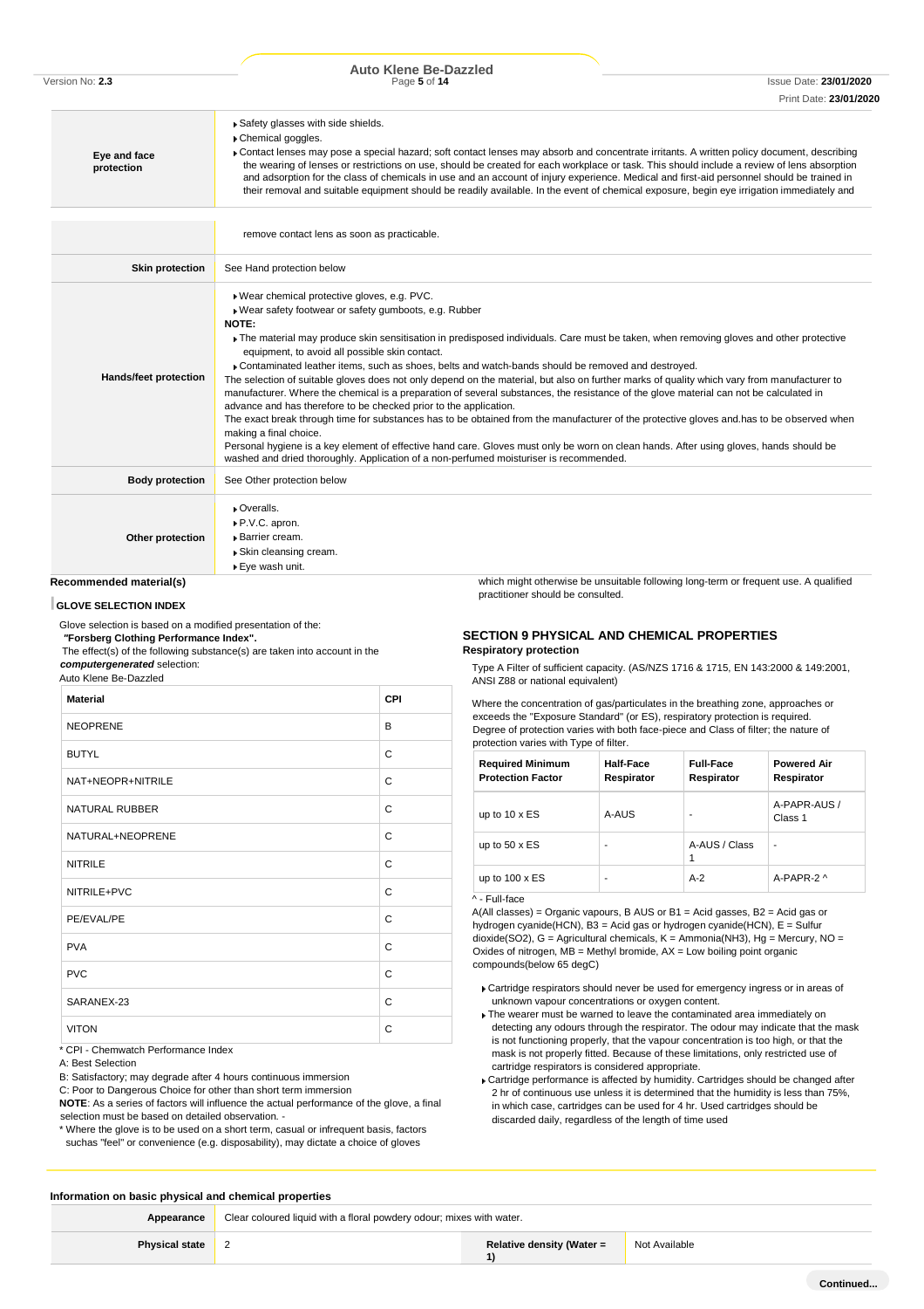| | |
|---|---|
| **Eye and face protection** | ▸ Safety glasses with side shields.<br>▸ Chemical goggles.<br>▸ Contact lenses may pose a special hazard; soft contact lenses may absorb and concentrate irritants. A written policy document, describing the wearing of lenses or restrictions on use, should be created for each workplace or task. This should include a review of lens absorption and adsorption for the class of chemicals in use and an account of injury experience. Medical and first-aid personnel should be trained in their removal and suitable equipment should be readily available. In the event of chemical exposure, begin eye irrigation immediately and remove contact lens as soon as practicable. |
| **Skin protection** | See Hand protection below |
| **Hands/feet protection** | ▸ Wear chemical protective gloves, e.g. PVC.<br>▸ Wear safety footwear or safety gumboots, e.g. Rubber<br>**NOTE:**<br>▸ The material may produce skin sensitisation in predisposed individuals. Care must be taken, when removing gloves and other protective equipment, to avoid all possible skin contact.<br>▸ Contaminated leather items, such as shoes, belts and watch-bands should be removed and destroyed.<br>The selection of suitable gloves does not only depend on the material, but also on further marks of quality which vary from manufacturer to manufacturer. Where the chemical is a preparation of several substances, the resistance of the glove material can not be calculated in advance and has therefore to be checked prior to the application.<br>The exact break through time for substances has to be obtained from the manufacturer of the protective gloves and.has to be observed when making a final choice.<br>Personal hygiene is a key element of effective hand care. Gloves must only be worn on clean hands. After using gloves, hands should be washed and dried thoroughly. Application of a non-perfumed moisturiser is recommended. |
| **Body protection** | See Other protection below |
| **Other protection** | ▸ Overalls.<br>▸ P.V.C. apron.<br>▸ Barrier cream.<br>▸ Skin cleansing cream.<br>▸ Eye wash unit. |

### Recommended material(s)

**GLOVE SELECTION INDEX**

Glove selection is based on a modified presentation of the:
***"Forsberg Clothing Performance Index".***
The effect(s) of the following substance(s) are taken into account in the ***computergenerated*** selection:
Auto Klene Be-Dazzled

| Material | CPI |
|---|---|
| NEOPRENE | B |
| BUTYL | C |
| NAT+NEOPR+NITRILE | C |
| NATURAL RUBBER | C |
| NATURAL+NEOPRENE | C |
| NITRILE | C |
| NITRILE+PVC | C |
| PE/EVAL/PE | C |
| PVA | C |
| PVC | C |
| SARANEX-23 | C |
| VITON | C |

\* CPI - Chemwatch Performance Index

A: Best Selection

B: Satisfactory; may degrade after 4 hours continuous immersion

C: Poor to Dangerous Choice for other than short term immersion

**NOTE**: As a series of factors will influence the actual performance of the glove, a final selection must be based on detailed observation. -

\* Where the glove is to be used on a short term, casual or infrequent basis, factors suchas "feel" or convenience (e.g. disposability), may dictate a choice of gloves which might otherwise be unsuitable following long-term or frequent use. A qualified practitioner should be consulted.

### Respiratory protection

Type A Filter of sufficient capacity. (AS/NZS 1716 & 1715, EN 143:2000 & 149:2001, ANSI Z88 or national equivalent)

Where the concentration of gas/particulates in the breathing zone, approaches or exceeds the "Exposure Standard" (or ES), respiratory protection is required.
Degree of protection varies with both face-piece and Class of filter; the nature of protection varies with Type of filter.

| Required Minimum Protection Factor | Half-Face Respirator | Full-Face Respirator | Powered Air Respirator |
|---|---|---|---|
| up to 10 x ES | A-AUS | - | A-PAPR-AUS / Class 1 |
| up to 50 x ES | - | A-AUS / Class 1 | - |
| up to 100 x ES | - | A-2 | A-PAPR-2 ^ |

^ - Full-face

A(All classes) = Organic vapours, B AUS or B1 = Acid gasses, B2 = Acid gas or hydrogen cyanide(HCN), B3 = Acid gas or hydrogen cyanide(HCN), E = Sulfur dioxide(SO2), G = Agricultural chemicals, K = Ammonia(NH3), Hg = Mercury, NO = Oxides of nitrogen, MB = Methyl bromide, AX = Low boiling point organic compounds(below 65 degC)

- Cartridge respirators should never be used for emergency ingress or in areas of unknown vapour concentrations or oxygen content.
- The wearer must be warned to leave the contaminated area immediately on detecting any odours through the respirator. The odour may indicate that the mask is not functioning properly, that the vapour concentration is too high, or that the mask is not properly fitted. Because of these limitations, only restricted use of cartridge respirators is considered appropriate.
- Cartridge performance is affected by humidity. Cartridges should be changed after 2 hr of continuous use unless it is determined that the humidity is less than 75%, in which case, cartridges can be used for 4 hr. Used cartridges should be discarded daily, regardless of the length of time used

## SECTION 9 PHYSICAL AND CHEMICAL PROPERTIES

### Information on basic physical and chemical properties

| | | | |
|---|---|---|---|
| **Appearance** | Clear coloured liquid with a floral powdery odour; mixes with water. | | |
| **Physical state** | 2 | **Relative density (Water = 1)** | Not Available |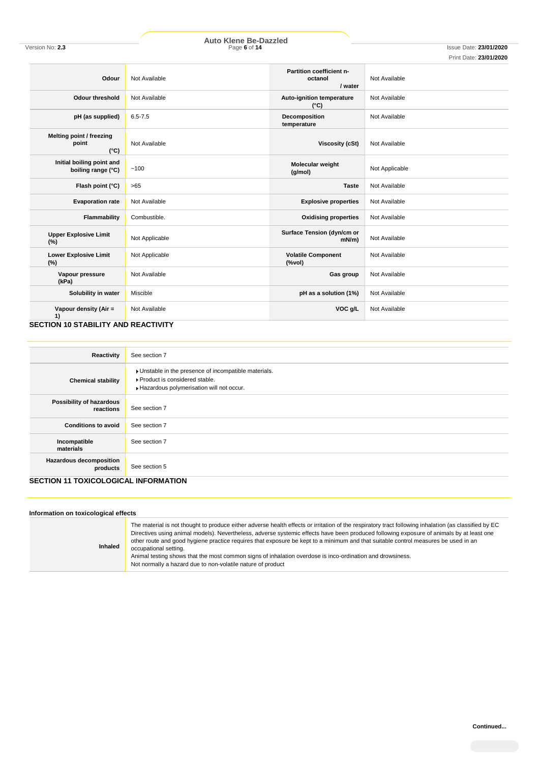| | | | |
|---|---|---|---|
| **Odour** | Not Available | **Partition coefficient n-octanol / water** | Not Available |
| **Odour threshold** | Not Available | **Auto-ignition temperature (°C)** | Not Available |
| **pH (as supplied)** | 6.5-7.5 | **Decomposition temperature** | Not Available |
| **Melting point / freezing point (°C)** | Not Available | **Viscosity (cSt)** | Not Available |
| **Initial boiling point and boiling range (°C)** | ~100 | **Molecular weight (g/mol)** | Not Applicable |
| **Flash point (°C)** | >65 | **Taste** | Not Available |
| **Evaporation rate** | Not Available | **Explosive properties** | Not Available |
| **Flammability** | Combustible. | **Oxidising properties** | Not Available |
| **Upper Explosive Limit (%)** | Not Applicable | **Surface Tension (dyn/cm or mN/m)** | Not Available |
| **Lower Explosive Limit (%)** | Not Applicable | **Volatile Component (%vol)** | Not Available |
| **Vapour pressure (kPa)** | Not Available | **Gas group** | Not Available |
| **Solubility in water** | Miscible | **pH as a solution (1%)** | Not Available |
| **Vapour density (Air = 1)** | Not Available | **VOC g/L** | Not Available |

## SECTION 10 STABILITY AND REACTIVITY

| | |
|---|---|
| **Reactivity** | See section 7 |
| **Chemical stability** | ▸ Unstable in the presence of incompatible materials.<br>▸ Product is considered stable.<br>▸ Hazardous polymerisation will not occur. |
| **Possibility of hazardous reactions** | See section 7 |
| **Conditions to avoid** | See section 7 |
| **Incompatible materials** | See section 7 |
| **Hazardous decomposition products** | See section 5 |

## SECTION 11 TOXICOLOGICAL INFORMATION

### Information on toxicological effects

| | |
|---|---|
| **Inhaled** | The material is not thought to produce either adverse health effects or irritation of the respiratory tract following inhalation (as classified by EC Directives using animal models). Nevertheless, adverse systemic effects have been produced following exposure of animals by at least one other route and good hygiene practice requires that exposure be kept to a minimum and that suitable control measures be used in an occupational setting.<br>Animal testing shows that the most common signs of inhalation overdose is inco-ordination and drowsiness.<br>Not normally a hazard due to non-volatile nature of product |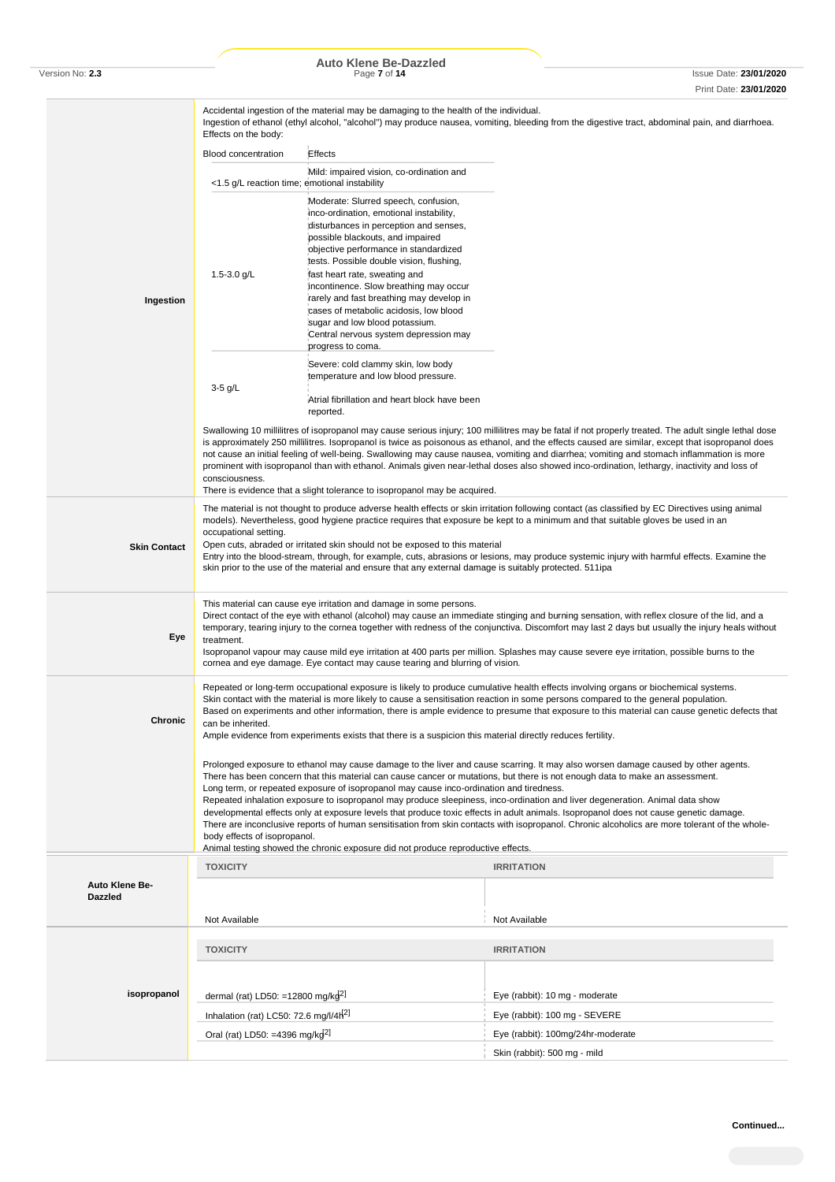| | |
|---|---|
| **Ingestion** | Accidental ingestion of the material may be damaging to the health of the individual.<br>Ingestion of ethanol (ethyl alcohol, "alcohol") may produce nausea, vomiting, bleeding from the digestive tract, abdominal pain, and diarrhoea.<br>Effects on the body:<br><br>**Blood concentration / Effects**<br>&lt;1.5 g/L: Mild: impaired vision, co-ordination and reaction time; emotional instability<br>1.5-3.0 g/L: Moderate: Slurred speech, confusion, inco-ordination, emotional instability, disturbances in perception and senses, possible blackouts, and impaired objective performance in standardized tests. Possible double vision, flushing, fast heart rate, sweating and incontinence. Slow breathing may occur rarely and fast breathing may develop in cases of metabolic acidosis, low blood sugar and low blood potassium. Central nervous system depression may progress to coma.<br>3-5 g/L: Severe: cold clammy skin, low body temperature and low blood pressure. Atrial fibrillation and heart block have been reported.<br><br>Swallowing 10 millilitres of isopropanol may cause serious injury; 100 millilitres may be fatal if not properly treated. The adult single lethal dose is approximately 250 millilitres. Isopropanol is twice as poisonous as ethanol, and the effects caused are similar, except that isopropanol does not cause an initial feeling of well-being. Swallowing may cause nausea, vomiting and diarrhea; vomiting and stomach inflammation is more prominent with isopropanol than with ethanol. Animals given near-lethal doses also showed inco-ordination, lethargy, inactivity and loss of consciousness.<br>There is evidence that a slight tolerance to isopropanol may be acquired. |
| **Skin Contact** | The material is not thought to produce adverse health effects or skin irritation following contact (as classified by EC Directives using animal models). Nevertheless, good hygiene practice requires that exposure be kept to a minimum and that suitable gloves be used in an occupational setting.<br>Open cuts, abraded or irritated skin should not be exposed to this material<br>Entry into the blood-stream, through, for example, cuts, abrasions or lesions, may produce systemic injury with harmful effects. Examine the skin prior to the use of the material and ensure that any external damage is suitably protected. 511ipa |
| **Eye** | This material can cause eye irritation and damage in some persons.<br>Direct contact of the eye with ethanol (alcohol) may cause an immediate stinging and burning sensation, with reflex closure of the lid, and a temporary, tearing injury to the cornea together with redness of the conjunctiva. Discomfort may last 2 days but usually the injury heals without treatment.<br>Isopropanol vapour may cause mild eye irritation at 400 parts per million. Splashes may cause severe eye irritation, possible burns to the cornea and eye damage. Eye contact may cause tearing and blurring of vision. |
| **Chronic** | Repeated or long-term occupational exposure is likely to produce cumulative health effects involving organs or biochemical systems.<br>Skin contact with the material is more likely to cause a sensitisation reaction in some persons compared to the general population.<br>Based on experiments and other information, there is ample evidence to presume that exposure to this material can cause genetic defects that can be inherited.<br>Ample evidence from experiments exists that there is a suspicion this material directly reduces fertility.<br><br>Prolonged exposure to ethanol may cause damage to the liver and cause scarring. It may also worsen damage caused by other agents.<br>There has been concern that this material can cause cancer or mutations, but there is not enough data to make an assessment.<br>Long term, or repeated exposure of isopropanol may cause inco-ordination and tiredness.<br>Repeated inhalation exposure to isopropanol may produce sleepiness, inco-ordination and liver degeneration. Animal data show developmental effects only at exposure levels that produce toxic effects in adult animals. Isopropanol does not cause genetic damage.<br>There are inconclusive reports of human sensitisation from skin contacts with isopropanol. Chronic alcoholics are more tolerant of the whole-body effects of isopropanol.<br>Animal testing showed the chronic exposure did not produce reproductive effects. |

| | TOXICITY | IRRITATION |
|---|---|---|
| **Auto Klene Be-Dazzled** | Not Available | Not Available |

| | TOXICITY | IRRITATION |
|---|---|---|
| **isopropanol** | dermal (rat) LD50: =12800 mg/kg[2] | Eye (rabbit): 10 mg - moderate |
| | Inhalation (rat) LC50: 72.6 mg/l/4H[2] | Eye (rabbit): 100 mg - SEVERE |
| | Oral (rat) LD50: =4396 mg/kg[2] | Eye (rabbit): 100mg/24hr-moderate |
| | | Skin (rabbit): 500 mg - mild |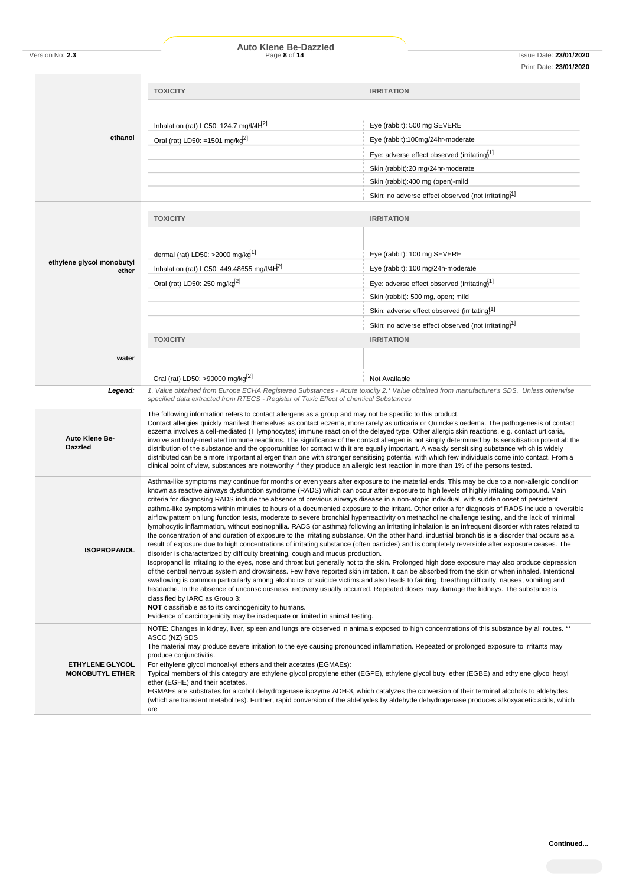| | TOXICITY | IRRITATION |
|---|---|---|
| **ethanol** | Inhalation (rat) LC50: 124.7 mg/l/4H[2] | Eye (rabbit): 500 mg SEVERE |
| | Oral (rat) LD50: =1501 mg/kg[2] | Eye (rabbit):100mg/24hr-moderate |
| | | Eye: adverse effect observed (irritating)[1] |
| | | Skin (rabbit):20 mg/24hr-moderate |
| | | Skin (rabbit):400 mg (open)-mild |
| | | Skin: no adverse effect observed (not irritating)[1] |
| **ethylene glycol monobutyl ether** | **TOXICITY** | **IRRITATION** |
| | dermal (rat) LD50: >2000 mg/kg[1] | Eye (rabbit): 100 mg SEVERE |
| | Inhalation (rat) LC50: 449.48655 mg/l/4H[2] | Eye (rabbit): 100 mg/24h-moderate |
| | Oral (rat) LD50: 250 mg/kg[2] | Eye: adverse effect observed (irritating)[1] |
| | | Skin (rabbit): 500 mg, open; mild |
| | | Skin: adverse effect observed (irritating)[1] |
| | | Skin: no adverse effect observed (not irritating)[1] |
| **water** | **TOXICITY** | **IRRITATION** |
| | Oral (rat) LD50: >90000 mg/kg[2] | Not Available |
| ***Legend:*** | *1. Value obtained from Europe ECHA Registered Substances - Acute toxicity 2.\* Value obtained from manufacturer's SDS. Unless otherwise specified data extracted from RTECS - Register of Toxic Effect of chemical Substances* | |

| | |
|---|---|
| **Auto Klene Be-Dazzled** | The following information refers to contact allergens as a group and may not be specific to this product. Contact allergies quickly manifest themselves as contact eczema, more rarely as urticaria or Quincke's oedema. The pathogenesis of contact eczema involves a cell-mediated (T lymphocytes) immune reaction of the delayed type. Other allergic skin reactions, e.g. contact urticaria, involve antibody-mediated immune reactions. The significance of the contact allergen is not simply determined by its sensitisation potential: the distribution of the substance and the opportunities for contact with it are equally important. A weakly sensitising substance which is widely distributed can be a more important allergen than one with stronger sensitising potential with which few individuals come into contact. From a clinical point of view, substances are noteworthy if they produce an allergic test reaction in more than 1% of the persons tested. |
| **ISOPROPANOL** | Asthma-like symptoms may continue for months or even years after exposure to the material ends. This may be due to a non-allergic condition known as reactive airways dysfunction syndrome (RADS) which can occur after exposure to high levels of highly irritating compound. Main criteria for diagnosing RADS include the absence of previous airways disease in a non-atopic individual, with sudden onset of persistent asthma-like symptoms within minutes to hours of a documented exposure to the irritant. Other criteria for diagnosis of RADS include a reversible airflow pattern on lung function tests, moderate to severe bronchial hyperreactivity on methacholine challenge testing, and the lack of minimal lymphocytic inflammation, without eosinophilia. RADS (or asthma) following an irritating inhalation is an infrequent disorder with rates related to the concentration of and duration of exposure to the irritating substance. On the other hand, industrial bronchitis is a disorder that occurs as a result of exposure due to high concentrations of irritating substance (often particles) and is completely reversible after exposure ceases. The disorder is characterized by difficulty breathing, cough and mucus production.<br>Isopropanol is irritating to the eyes, nose and throat but generally not to the skin. Prolonged high dose exposure may also produce depression of the central nervous system and drowsiness. Few have reported skin irritation. It can be absorbed from the skin or when inhaled. Intentional swallowing is common particularly among alcoholics or suicide victims and also leads to fainting, breathing difficulty, nausea, vomiting and headache. In the absence of unconsciousness, recovery usually occurred. Repeated doses may damage the kidneys. The substance is classified by IARC as Group 3:<br>**NOT** classifiable as to its carcinogenicity to humans.<br>Evidence of carcinogenicity may be inadequate or limited in animal testing. |
| **ETHYLENE GLYCOL MONOBUTYL ETHER** | NOTE: Changes in kidney, liver, spleen and lungs are observed in animals exposed to high concentrations of this substance by all routes. \*\* ASCC (NZ) SDS<br>The material may produce severe irritation to the eye causing pronounced inflammation. Repeated or prolonged exposure to irritants may produce conjunctivitis.<br>For ethylene glycol monoalkyl ethers and their acetates (EGMAEs):<br>Typical members of this category are ethylene glycol propylene ether (EGPE), ethylene glycol butyl ether (EGBE) and ethylene glycol hexyl ether (EGHE) and their acetates.<br>EGMAEs are substrates for alcohol dehydrogenase isozyme ADH-3, which catalyzes the conversion of their terminal alcohols to aldehydes (which are transient metabolites). Further, rapid conversion of the aldehydes by aldehyde dehydrogenase produces alkoxyacetic acids, which are |

**Continued...**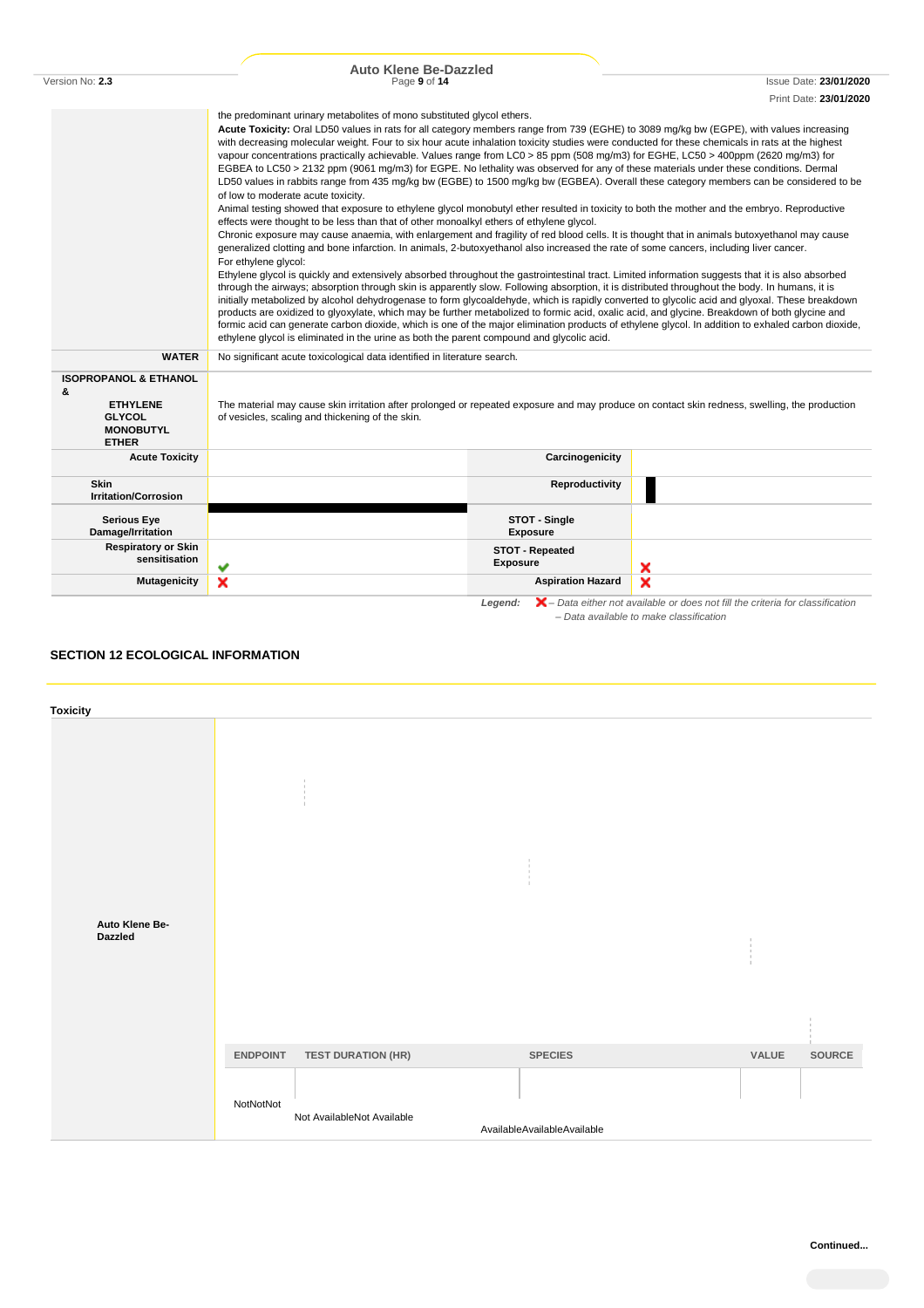| | |
|---|---|
| | the predominant urinary metabolites of mono substituted glycol ethers.<br>**Acute Toxicity:** Oral LD50 values in rats for all category members range from 739 (EGHE) to 3089 mg/kg bw (EGPE), with values increasing with decreasing molecular weight. Four to six hour acute inhalation toxicity studies were conducted for these chemicals in rats at the highest vapour concentrations practically achievable. Values range from LC0 > 85 ppm (508 mg/m3) for EGHE, LC50 > 400ppm (2620 mg/m3) for EGBEA to LC50 > 2132 ppm (9061 mg/m3) for EGPE. No lethality was observed for any of these materials under these conditions. Dermal LD50 values in rabbits range from 435 mg/kg bw (EGBE) to 1500 mg/kg bw (EGBEA). Overall these category members can be considered to be of low to moderate acute toxicity.<br>Animal testing showed that exposure to ethylene glycol monobutyl ether resulted in toxicity to both the mother and the embryo. Reproductive effects were thought to be less than that of other monoalkyl ethers of ethylene glycol.<br>Chronic exposure may cause anaemia, with enlargement and fragility of red blood cells. It is thought that in animals butoxyethanol may cause generalized clotting and bone infarction. In animals, 2-butoxyethanol also increased the rate of some cancers, including liver cancer.<br>For ethylene glycol:<br>Ethylene glycol is quickly and extensively absorbed throughout the gastrointestinal tract. Limited information suggests that it is also absorbed through the airways; absorption through skin is apparently slow. Following absorption, it is distributed throughout the body. In humans, it is initially metabolized by alcohol dehydrogenase to form glycoaldehyde, which is rapidly converted to glycolic acid and glyoxal. These breakdown products are oxidized to glyoxylate, which may be further metabolized to formic acid, oxalic acid, and glycine. Breakdown of both glycine and formic acid can generate carbon dioxide, which is one of the major elimination products of ethylene glycol. In addition to exhaled carbon dioxide, ethylene glycol is eliminated in the urine as both the parent compound and glycolic acid. |
| **WATER** | No significant acute toxicological data identified in literature search. |
| **ISOPROPANOL & ETHANOL & ETHYLENE GLYCOL MONOBUTYL ETHER** | The material may cause skin irritation after prolonged or repeated exposure and may produce on contact skin redness, swelling, the production of vesicles, scaling and thickening of the skin. |

| | | | |
|---|---|---|---|
| **Acute Toxicity** | | **Carcinogenicity** | |
| **Skin Irritation/Corrosion** | | **Reproductivity** | |
| **Serious Eye Damage/Irritation** | | **STOT - Single Exposure** | |
| **Respiratory or Skin sensitisation** | ✔ | **STOT - Repeated Exposure** | ✘ |
| **Mutagenicity** | ✘ | **Aspiration Hazard** | ✘ |

*Legend:* ✘ *– Data either not available or does not fill the criteria for classification*
*– Data available to make classification*

## SECTION 12 ECOLOGICAL INFORMATION

### Toxicity

| | ENDPOINT | TEST DURATION (HR) | SPECIES | VALUE | SOURCE |
|---|---|---|---|---|---|
| **Auto Klene Be-Dazzled** | NotNotNot | Not AvailableNot Available | AvailableAvailableAvailable | | |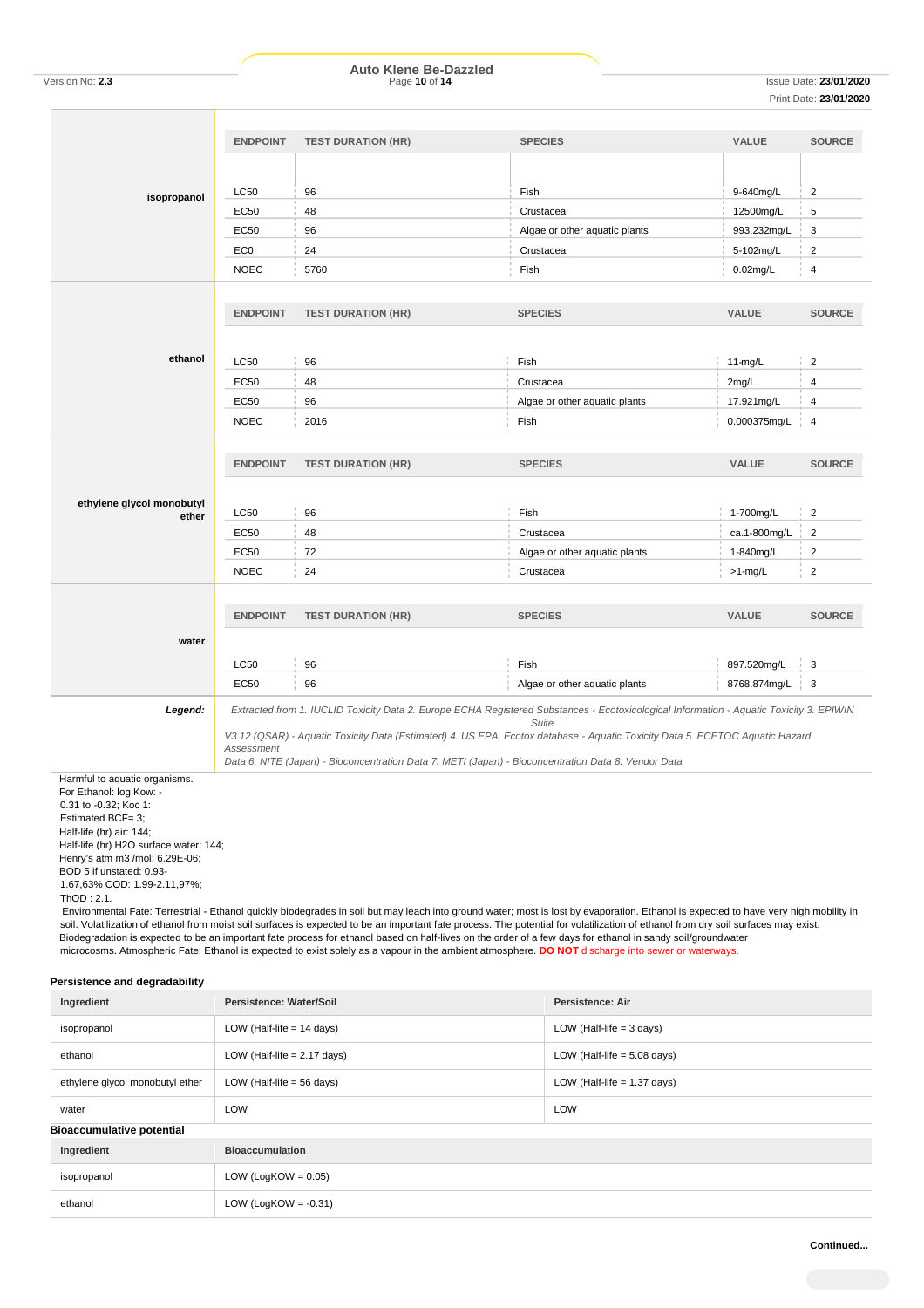| | ENDPOINT | TEST DURATION (HR) | SPECIES | VALUE | SOURCE |
|---|---|---|---|---|---|
| **isopropanol** | LC50 | 96 | Fish | 9-640mg/L | 2 |
| | EC50 | 48 | Crustacea | 12500mg/L | 5 |
| | EC50 | 96 | Algae or other aquatic plants | 993.232mg/L | 3 |
| | EC0 | 24 | Crustacea | 5-102mg/L | 2 |
| | NOEC | 5760 | Fish | 0.02mg/L | 4 |

| | ENDPOINT | TEST DURATION (HR) | SPECIES | VALUE | SOURCE |
|---|---|---|---|---|---|
| **ethanol** | LC50 | 96 | Fish | 11-mg/L | 2 |
| | EC50 | 48 | Crustacea | 2mg/L | 4 |
| | EC50 | 96 | Algae or other aquatic plants | 17.921mg/L | 4 |
| | NOEC | 2016 | Fish | 0.000375mg/L | 4 |

| | ENDPOINT | TEST DURATION (HR) | SPECIES | VALUE | SOURCE |
|---|---|---|---|---|---|
| **ethylene glycol monobutyl ether** | LC50 | 96 | Fish | 1-700mg/L | 2 |
| | EC50 | 48 | Crustacea | ca.1-800mg/L | 2 |
| | EC50 | 72 | Algae or other aquatic plants | 1-840mg/L | 2 |
| | NOEC | 24 | Crustacea | >1-mg/L | 2 |

| | ENDPOINT | TEST DURATION (HR) | SPECIES | VALUE | SOURCE |
|---|---|---|---|---|---|
| **water** | LC50 | 96 | Fish | 897.520mg/L | 3 |
| | EC50 | 96 | Algae or other aquatic plants | 8768.874mg/L | 3 |

***Legend:*** *Extracted from 1. IUCLID Toxicity Data 2. Europe ECHA Registered Substances - Ecotoxicological Information - Aquatic Toxicity 3. EPIWIN Suite V3.12 (QSAR) - Aquatic Toxicity Data (Estimated) 4. US EPA, Ecotox database - Aquatic Toxicity Data 5. ECETOC Aquatic Hazard Assessment Data 6. NITE (Japan) - Bioconcentration Data 7. METI (Japan) - Bioconcentration Data 8. Vendor Data*

Harmful to aquatic organisms.
For Ethanol: log Kow: -0.31 to -0.32; Koc 1:
Estimated BCF= 3;
Half-life (hr) air: 144;
Half-life (hr) H2O surface water: 144;
Henry's atm m3 /mol: 6.29E-06;
BOD 5 if unstated: 0.93-1.67,63% COD: 1.99-2.11,97%;
ThOD : 2.1.
Environmental Fate: Terrestrial - Ethanol quickly biodegrades in soil but may leach into ground water; most is lost by evaporation. Ethanol is expected to have very high mobility in soil. Volatilization of ethanol from moist soil surfaces is expected to be an important fate process. The potential for volatilization of ethanol from dry soil surfaces may exist. Biodegradation is expected to be an important fate process for ethanol based on half-lives on the order of a few days for ethanol in sandy soil/groundwater microcosms. Atmospheric Fate: Ethanol is expected to exist solely as a vapour in the ambient atmosphere. **DO NOT** discharge into sewer or waterways.

### Persistence and degradability

| Ingredient | Persistence: Water/Soil | Persistence: Air |
|---|---|---|
| isopropanol | LOW (Half-life = 14 days) | LOW (Half-life = 3 days) |
| ethanol | LOW (Half-life = 2.17 days) | LOW (Half-life = 5.08 days) |
| ethylene glycol monobutyl ether | LOW (Half-life = 56 days) | LOW (Half-life = 1.37 days) |
| water | LOW | LOW |

### Bioaccumulative potential

| Ingredient | Bioaccumulation |
|---|---|
| isopropanol | LOW (LogKOW = 0.05) |
| ethanol | LOW (LogKOW = -0.31) |

**Continued...**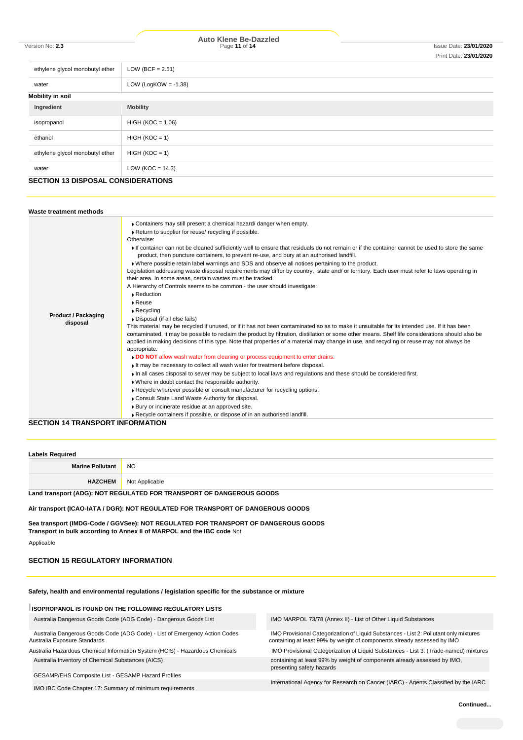| | |
|---|---|
| ethylene glycol monobutyl ether | LOW (BCF = 2.51) |
| water | LOW (LogKOW = -1.38) |

**Mobility in soil**

| Ingredient | Mobility |
|---|---|
| isopropanol | HIGH (KOC = 1.06) |
| ethanol | HIGH (KOC = 1) |
| ethylene glycol monobutyl ether | HIGH (KOC = 1) |
| water | LOW (KOC = 14.3) |

## SECTION 13 DISPOSAL CONSIDERATIONS

**Waste treatment methods**

| | |
|---|---|
| **Product / Packaging disposal** | ▸ Containers may still present a chemical hazard/ danger when empty.<br>▸ Return to supplier for reuse/ recycling if possible.<br>Otherwise:<br>▸ If container can not be cleaned sufficiently well to ensure that residuals do not remain or if the container cannot be used to store the same product, then puncture containers, to prevent re-use, and bury at an authorised landfill.<br>▸ Where possible retain label warnings and SDS and observe all notices pertaining to the product.<br>Legislation addressing waste disposal requirements may differ by country, state and/ or territory. Each user must refer to laws operating in their area. In some areas, certain wastes must be tracked.<br>A Hierarchy of Controls seems to be common - the user should investigate:<br>▸ Reduction<br>▸ Reuse<br>▸ Recycling<br>▸ Disposal (if all else fails)<br>This material may be recycled if unused, or if it has not been contaminated so as to make it unsuitable for its intended use. If it has been contaminated, it may be possible to reclaim the product by filtration, distillation or some other means. Shelf life considerations should also be applied in making decisions of this type. Note that properties of a material may change in use, and recycling or reuse may not always be appropriate.<br>▸ **DO NOT** allow wash water from cleaning or process equipment to enter drains.<br>▸ It may be necessary to collect all wash water for treatment before disposal.<br>▸ In all cases disposal to sewer may be subject to local laws and regulations and these should be considered first.<br>▸ Where in doubt contact the responsible authority.<br>▸ Recycle wherever possible or consult manufacturer for recycling options.<br>▸ Consult State Land Waste Authority for disposal.<br>▸ Bury or incinerate residue at an approved site.<br>▸ Recycle containers if possible, or dispose of in an authorised landfill. |

## SECTION 14 TRANSPORT INFORMATION

**Labels Required**

| | |
|---|---|
| **Marine Pollutant** | NO |
| **HAZCHEM** | Not Applicable |

**Land transport (ADG): NOT REGULATED FOR TRANSPORT OF DANGEROUS GOODS**

**Air transport (ICAO-IATA / DGR): NOT REGULATED FOR TRANSPORT OF DANGEROUS GOODS**

**Sea transport (IMDG-Code / GGVSee): NOT REGULATED FOR TRANSPORT OF DANGEROUS GOODS**

**Transport in bulk according to Annex II of MARPOL and the IBC code** Not Applicable

## SECTION 15 REGULATORY INFORMATION

**Safety, health and environmental regulations / legislation specific for the substance or mixture**

**ISOPROPANOL IS FOUND ON THE FOLLOWING REGULATORY LISTS**

| | |
|---|---|
| Australia Dangerous Goods Code (ADG Code) - Dangerous Goods List | IMO MARPOL 73/78 (Annex II) - List of Other Liquid Substances |
| Australia Dangerous Goods Code (ADG Code) - List of Emergency Action Codes | IMO Provisional Categorization of Liquid Substances - List 2: Pollutant only mixtures containing at least 99% by weight of components already assessed by IMO |
| Australia Exposure Standards | IMO Provisional Categorization of Liquid Substances - List 3: (Trade-named) mixtures containing at least 99% by weight of components already assessed by IMO, presenting safety hazards |
| Australia Hazardous Chemical Information System (HCIS) - Hazardous Chemicals | International Agency for Research on Cancer (IARC) - Agents Classified by the IARC |
| Australia Inventory of Chemical Substances (AICS) | |
| GESAMP/EHS Composite List - GESAMP Hazard Profiles | |
| IMO IBC Code Chapter 17: Summary of minimum requirements | |

**Continued...**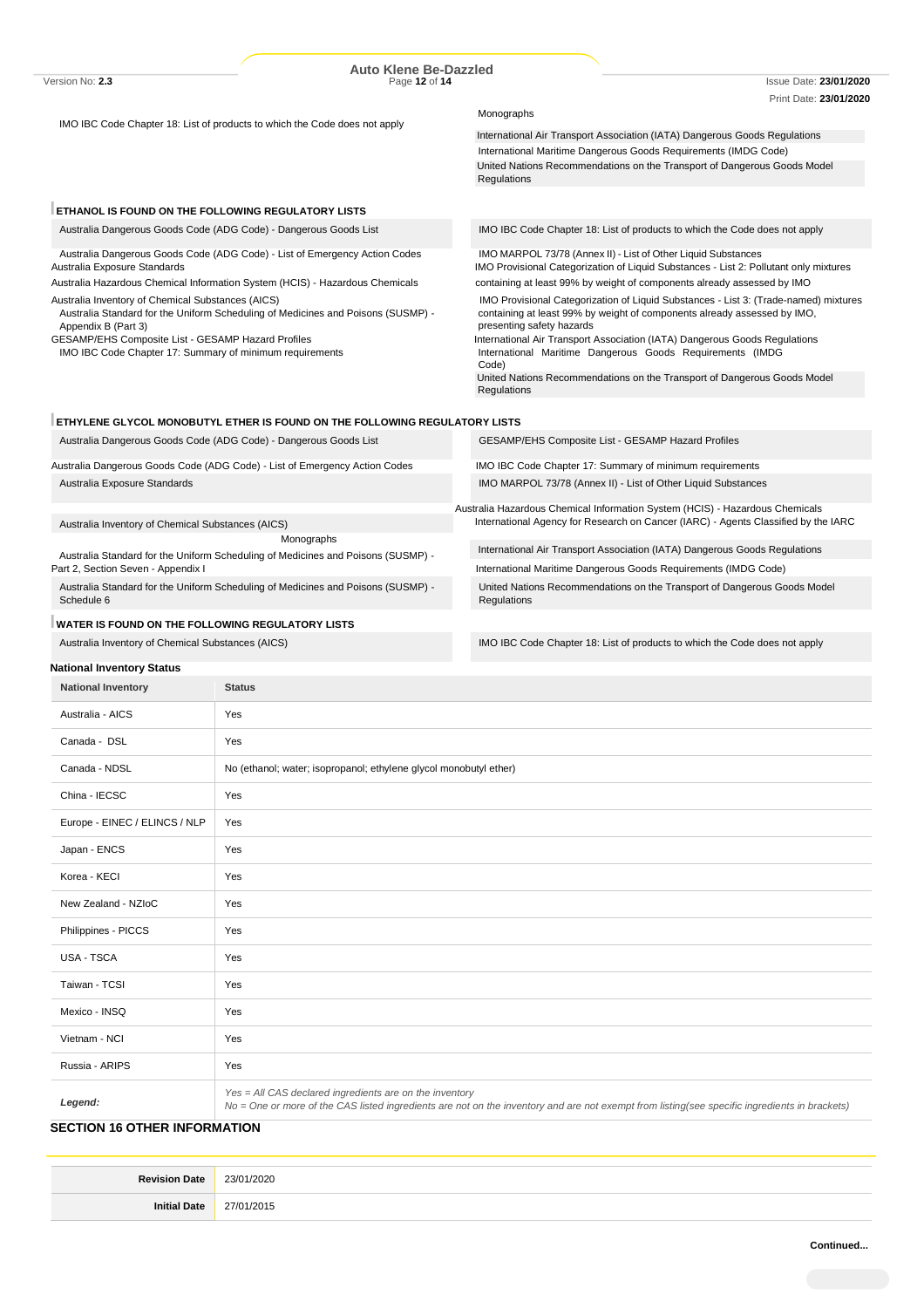| | |
|---|---|
| IMO IBC Code Chapter 18: List of products to which the Code does not apply | Monographs |
| | International Air Transport Association (IATA) Dangerous Goods Regulations |
| | International Maritime Dangerous Goods Requirements (IMDG Code) |
| | United Nations Recommendations on the Transport of Dangerous Goods Model Regulations |

**ETHANOL IS FOUND ON THE FOLLOWING REGULATORY LISTS**

| | |
|---|---|
| Australia Dangerous Goods Code (ADG Code) - Dangerous Goods List | IMO IBC Code Chapter 18: List of products to which the Code does not apply |
| Australia Dangerous Goods Code (ADG Code) - List of Emergency Action Codes | IMO MARPOL 73/78 (Annex II) - List of Other Liquid Substances |
| Australia Exposure Standards | IMO Provisional Categorization of Liquid Substances - List 2: Pollutant only mixtures containing at least 99% by weight of components already assessed by IMO |
| Australia Hazardous Chemical Information System (HCIS) - Hazardous Chemicals | IMO Provisional Categorization of Liquid Substances - List 3: (Trade-named) mixtures containing at least 99% by weight of components already assessed by IMO, presenting safety hazards |
| Australia Inventory of Chemical Substances (AICS) | International Air Transport Association (IATA) Dangerous Goods Regulations |
| Australia Standard for the Uniform Scheduling of Medicines and Poisons (SUSMP) - Appendix B (Part 3) | International Maritime Dangerous Goods Requirements (IMDG Code) |
| GESAMP/EHS Composite List - GESAMP Hazard Profiles | United Nations Recommendations on the Transport of Dangerous Goods Model Regulations |
| IMO IBC Code Chapter 17: Summary of minimum requirements | |

**ETHYLENE GLYCOL MONOBUTYL ETHER IS FOUND ON THE FOLLOWING REGULATORY LISTS**

| | |
|---|---|
| Australia Dangerous Goods Code (ADG Code) - Dangerous Goods List | GESAMP/EHS Composite List - GESAMP Hazard Profiles |
| Australia Dangerous Goods Code (ADG Code) - List of Emergency Action Codes | IMO IBC Code Chapter 17: Summary of minimum requirements |
| Australia Exposure Standards | IMO MARPOL 73/78 (Annex II) - List of Other Liquid Substances |
| Australia Inventory of Chemical Substances (AICS) | Australia Hazardous Chemical Information System (HCIS) - Hazardous Chemicals |
| Monographs | International Agency for Research on Cancer (IARC) - Agents Classified by the IARC |
| Australia Standard for the Uniform Scheduling of Medicines and Poisons (SUSMP) - Part 2, Section Seven - Appendix I | International Air Transport Association (IATA) Dangerous Goods Regulations |
| Australia Standard for the Uniform Scheduling of Medicines and Poisons (SUSMP) - Schedule 6 | International Maritime Dangerous Goods Requirements (IMDG Code) |
| | United Nations Recommendations on the Transport of Dangerous Goods Model Regulations |

**WATER IS FOUND ON THE FOLLOWING REGULATORY LISTS**

| | |
|---|---|
| Australia Inventory of Chemical Substances (AICS) | IMO IBC Code Chapter 18: List of products to which the Code does not apply |

**National Inventory Status**

| National Inventory | Status |
|---|---|
| Australia - AICS | Yes |
| Canada - DSL | Yes |
| Canada - NDSL | No (ethanol; water; isopropanol; ethylene glycol monobutyl ether) |
| China - IECSC | Yes |
| Europe - EINEC / ELINCS / NLP | Yes |
| Japan - ENCS | Yes |
| Korea - KECI | Yes |
| New Zealand - NZIoC | Yes |
| Philippines - PICCS | Yes |
| USA - TSCA | Yes |
| Taiwan - TCSI | Yes |
| Mexico - INSQ | Yes |
| Vietnam - NCI | Yes |
| Russia - ARIPS | Yes |
| *Legend:* | *Yes = All CAS declared ingredients are on the inventory*<br>*No = One or more of the CAS listed ingredients are not on the inventory and are not exempt from listing(see specific ingredients in brackets)* |

## SECTION 16 OTHER INFORMATION

| | |
|---|---|
| **Revision Date** | 23/01/2020 |
| **Initial Date** | 27/01/2015 |

**Continued...**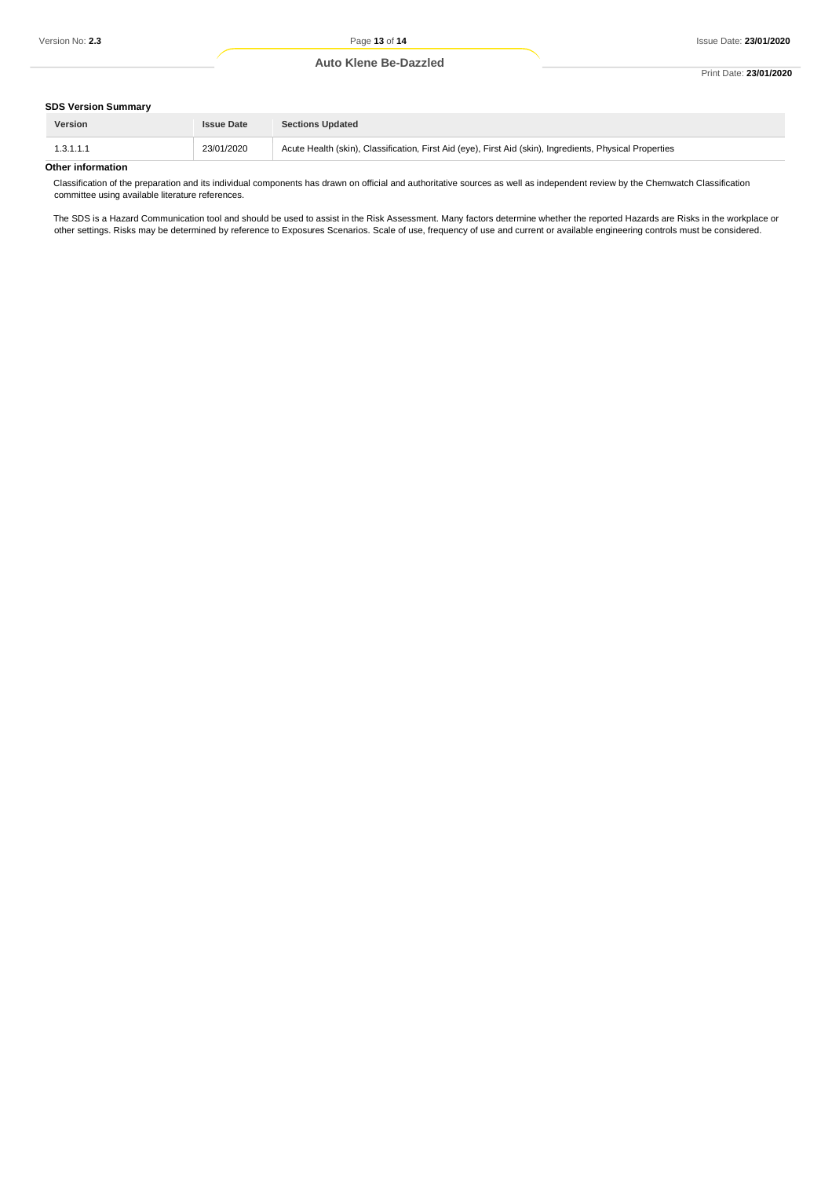### SDS Version Summary

| Version | Issue Date | Sections Updated |
| --- | --- | --- |
| 1.3.1.1.1 | 23/01/2020 | Acute Health (skin), Classification, First Aid (eye), First Aid (skin), Ingredients, Physical Properties |

### Other information

Classification of the preparation and its individual components has drawn on official and authoritative sources as well as independent review by the Chemwatch Classification committee using available literature references.

The SDS is a Hazard Communication tool and should be used to assist in the Risk Assessment. Many factors determine whether the reported Hazards are Risks in the workplace or other settings. Risks may be determined by reference to Exposures Scenarios. Scale of use, frequency of use and current or available engineering controls must be considered.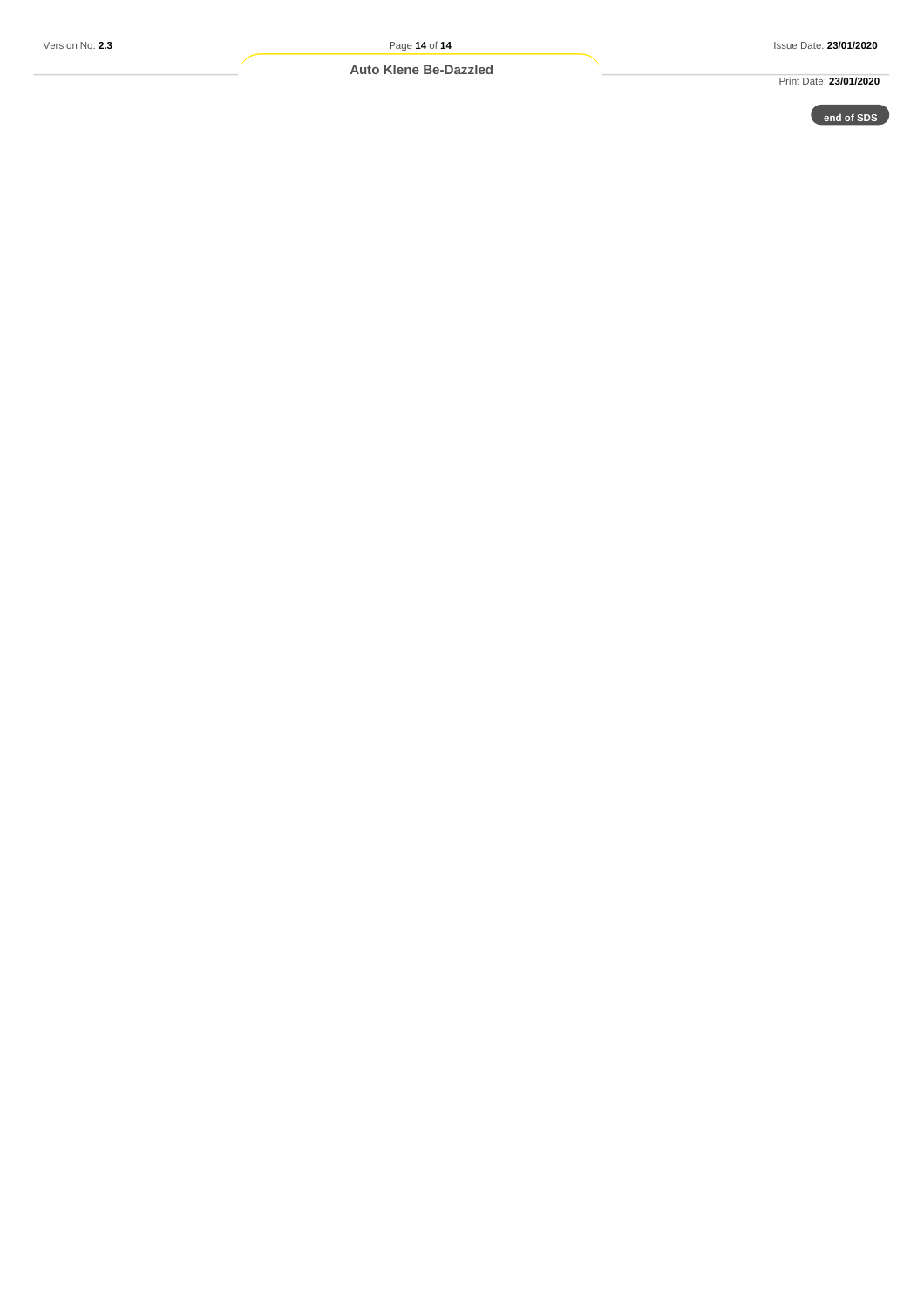end of SDS